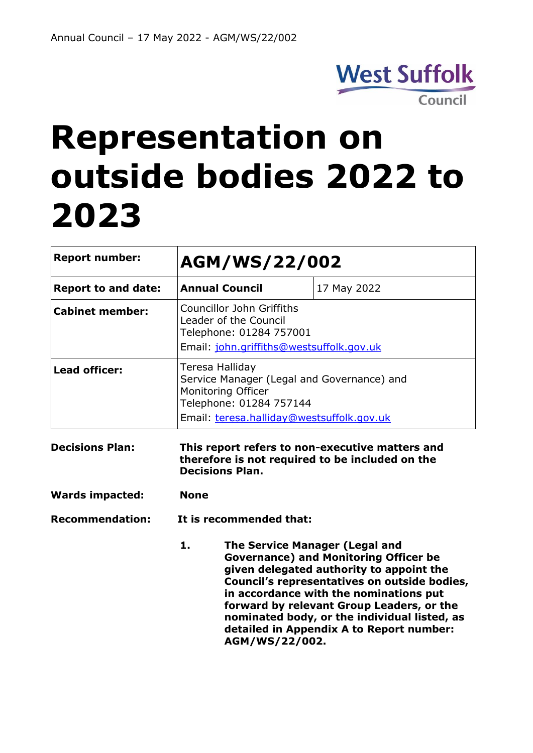# Representation on outside bodies 2022 to 2023

| | | |
|---|---|---|
| **Report number:** | **AGM/WS/22/002** | |
| **Report to and date:** | **Annual Council** | 17 May 2022 |
| **Cabinet member:** | Councillor John Griffiths<br>Leader of the Council<br>Telephone: 01284 757001<br>Email: john.griffiths@westsuffolk.gov.uk | |
| **Lead officer:** | Teresa Halliday<br>Service Manager (Legal and Governance) and Monitoring Officer<br>Telephone: 01284 757144<br>Email: teresa.halliday@westsuffolk.gov.uk | |

**Decisions Plan:** **This report refers to non-executive matters and therefore is not required to be included on the Decisions Plan.**

**Wards impacted:** **None**

**Recommendation:** **It is recommended that:**

1. **The Service Manager (Legal and Governance) and Monitoring Officer be given delegated authority to appoint the Council's representatives on outside bodies, in accordance with the nominations put forward by relevant Group Leaders, or the nominated body, or the individual listed, as detailed in Appendix A to Report number: AGM/WS/22/002.**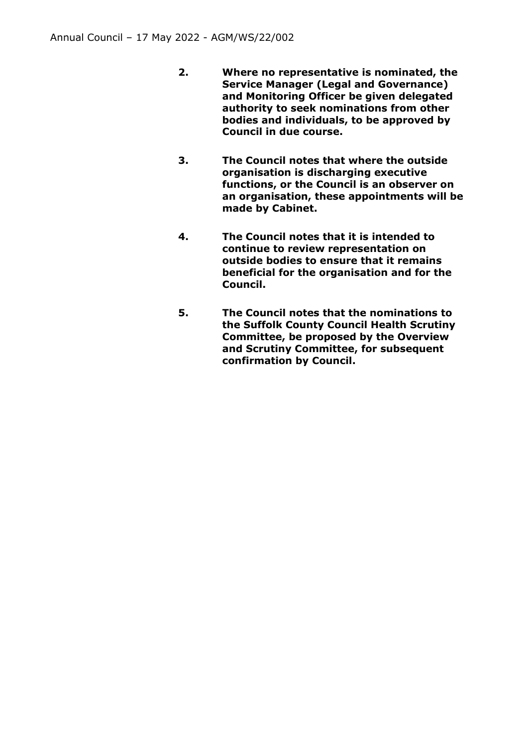2. **Where no representative is nominated, the Service Manager (Legal and Governance) and Monitoring Officer be given delegated authority to seek nominations from other bodies and individuals, to be approved by Council in due course.**

3. **The Council notes that where the outside organisation is discharging executive functions, or the Council is an observer on an organisation, these appointments will be made by Cabinet.**

4. **The Council notes that it is intended to continue to review representation on outside bodies to ensure that it remains beneficial for the organisation and for the Council.**

5. **The Council notes that the nominations to the Suffolk County Council Health Scrutiny Committee, be proposed by the Overview and Scrutiny Committee, for subsequent confirmation by Council.**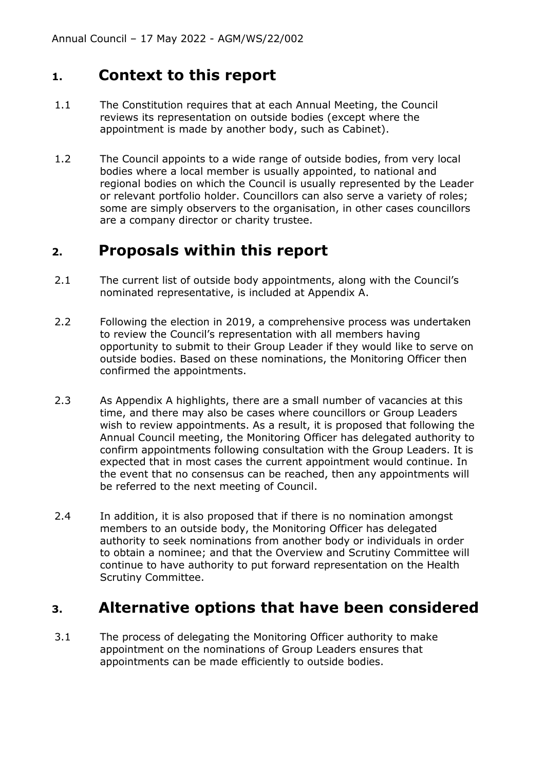## 1. Context to this report

1.1 The Constitution requires that at each Annual Meeting, the Council reviews its representation on outside bodies (except where the appointment is made by another body, such as Cabinet).

1.2 The Council appoints to a wide range of outside bodies, from very local bodies where a local member is usually appointed, to national and regional bodies on which the Council is usually represented by the Leader or relevant portfolio holder. Councillors can also serve a variety of roles; some are simply observers to the organisation, in other cases councillors are a company director or charity trustee.

## 2. Proposals within this report

2.1 The current list of outside body appointments, along with the Council's nominated representative, is included at Appendix A.

2.2 Following the election in 2019, a comprehensive process was undertaken to review the Council's representation with all members having opportunity to submit to their Group Leader if they would like to serve on outside bodies. Based on these nominations, the Monitoring Officer then confirmed the appointments.

2.3 As Appendix A highlights, there are a small number of vacancies at this time, and there may also be cases where councillors or Group Leaders wish to review appointments. As a result, it is proposed that following the Annual Council meeting, the Monitoring Officer has delegated authority to confirm appointments following consultation with the Group Leaders. It is expected that in most cases the current appointment would continue. In the event that no consensus can be reached, then any appointments will be referred to the next meeting of Council.

2.4 In addition, it is also proposed that if there is no nomination amongst members to an outside body, the Monitoring Officer has delegated authority to seek nominations from another body or individuals in order to obtain a nominee; and that the Overview and Scrutiny Committee will continue to have authority to put forward representation on the Health Scrutiny Committee.

## 3. Alternative options that have been considered

3.1 The process of delegating the Monitoring Officer authority to make appointment on the nominations of Group Leaders ensures that appointments can be made efficiently to outside bodies.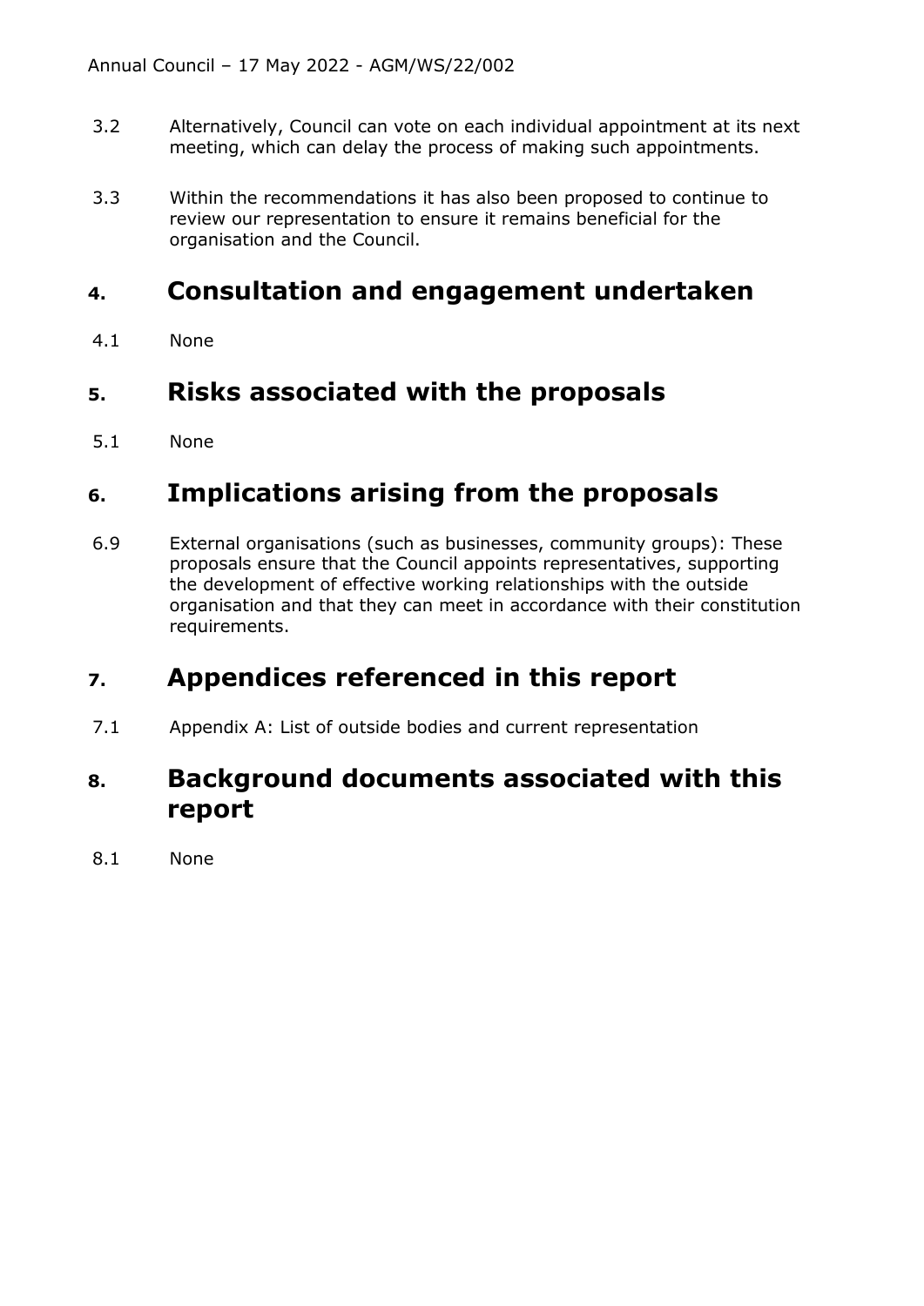3.2 Alternatively, Council can vote on each individual appointment at its next meeting, which can delay the process of making such appointments.

3.3 Within the recommendations it has also been proposed to continue to review our representation to ensure it remains beneficial for the organisation and the Council.

## 4. Consultation and engagement undertaken

4.1 None

## 5. Risks associated with the proposals

5.1 None

## 6. Implications arising from the proposals

6.9 External organisations (such as businesses, community groups): These proposals ensure that the Council appoints representatives, supporting the development of effective working relationships with the outside organisation and that they can meet in accordance with their constitution requirements.

## 7. Appendices referenced in this report

7.1 Appendix A: List of outside bodies and current representation

## 8. Background documents associated with this report

8.1 None